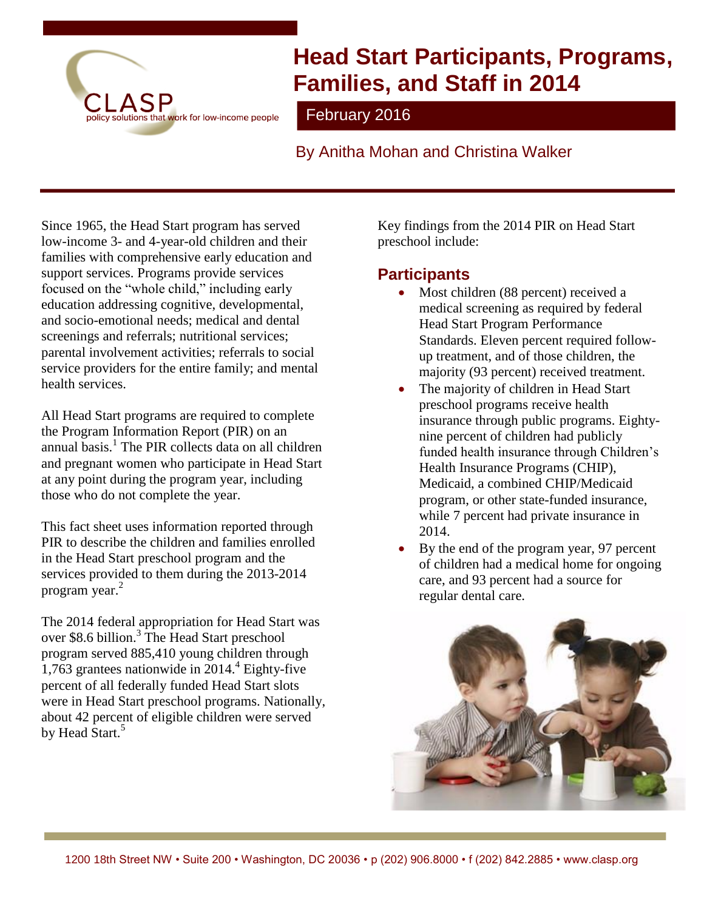# Head Start Participants, Programs, Families, and Staff in 2014

February 2016

By Anitha Mohan and Christina Walker

Since 1965, the Head Start program has served low-income 3- and 4-year-old children and their families with comprehensive early education and support services. Programs provide services focused on the "whole child," including early education addressing cognitive, developmental, and socio-emotional needs; medical and dental screenings and referrals; nutritional services; parental involvement activities; referrals to social service providers for the entire family; and mental health services.

All Head Start programs are required to complete the Program Information Report (PIR) on an annual basis.[1] The PIR collects data on all children and pregnant women who participate in Head Start at any point during the program year, including those who do not complete the year.

This fact sheet uses information reported through PIR to describe the children and families enrolled in the Head Start preschool program and the services provided to them during the 2013-2014 program year.[2]

The 2014 federal appropriation for Head Start was over $8.6 billion.[3] The Head Start preschool program served 885,410 young children through 1,763 grantees nationwide in 2014.[4] Eighty-five percent of all federally funded Head Start slots were in Head Start preschool programs. Nationally, about 42 percent of eligible children were served by Head Start.[5]

Key findings from the 2014 PIR on Head Start preschool include:

## Participants

- Most children (88 percent) received a medical screening as required by federal Head Start Program Performance Standards. Eleven percent required follow-up treatment, and of those children, the majority (93 percent) received treatment.
- The majority of children in Head Start preschool programs receive health insurance through public programs. Eighty-nine percent of children had publicly funded health insurance through Children's Health Insurance Programs (CHIP), Medicaid, a combined CHIP/Medicaid program, or other state-funded insurance, while 7 percent had private insurance in 2014.
- By the end of the program year, 97 percent of children had a medical home for ongoing care, and 93 percent had a source for regular dental care.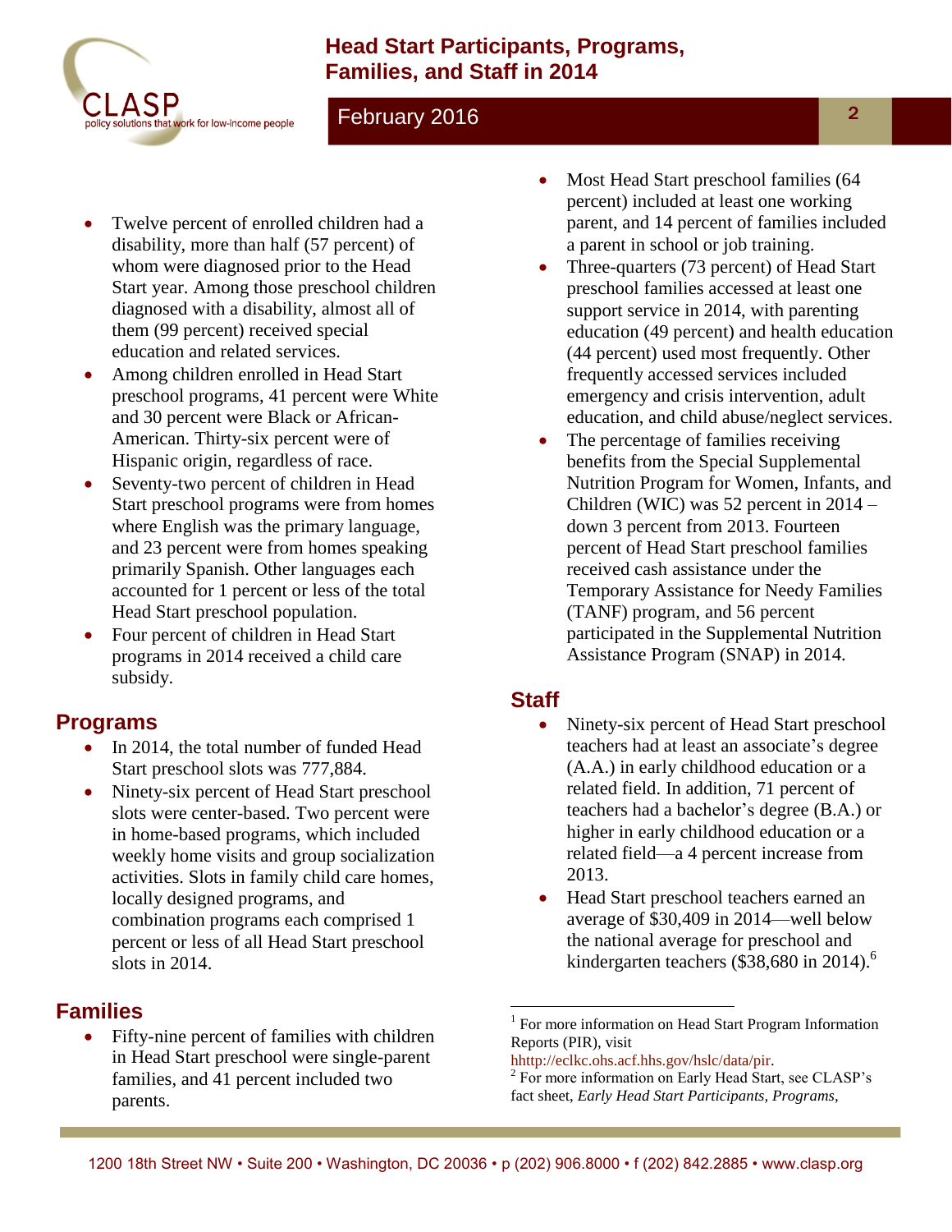- Twelve percent of enrolled children had a disability, more than half (57 percent) of whom were diagnosed prior to the Head Start year. Among those preschool children diagnosed with a disability, almost all of them (99 percent) received special education and related services.
- Among children enrolled in Head Start preschool programs, 41 percent were White and 30 percent were Black or African-American. Thirty-six percent were of Hispanic origin, regardless of race.
- Seventy-two percent of children in Head Start preschool programs were from homes where English was the primary language, and 23 percent were from homes speaking primarily Spanish. Other languages each accounted for 1 percent or less of the total Head Start preschool population.
- Four percent of children in Head Start programs in 2014 received a child care subsidy.

## Programs

- In 2014, the total number of funded Head Start preschool slots was 777,884.
- Ninety-six percent of Head Start preschool slots were center-based. Two percent were in home-based programs, which included weekly home visits and group socialization activities. Slots in family child care homes, locally designed programs, and combination programs each comprised 1 percent or less of all Head Start preschool slots in 2014.

## Families

- Fifty-nine percent of families with children in Head Start preschool were single-parent families, and 41 percent included two parents.
- Most Head Start preschool families (64 percent) included at least one working parent, and 14 percent of families included a parent in school or job training.
- Three-quarters (73 percent) of Head Start preschool families accessed at least one support service in 2014, with parenting education (49 percent) and health education (44 percent) used most frequently. Other frequently accessed services included emergency and crisis intervention, adult education, and child abuse/neglect services.
- The percentage of families receiving benefits from the Special Supplemental Nutrition Program for Women, Infants, and Children (WIC) was 52 percent in 2014 – down 3 percent from 2013. Fourteen percent of Head Start preschool families received cash assistance under the Temporary Assistance for Needy Families (TANF) program, and 56 percent participated in the Supplemental Nutrition Assistance Program (SNAP) in 2014.

## Staff

- Ninety-six percent of Head Start preschool teachers had at least an associate's degree (A.A.) in early childhood education or a related field. In addition, 71 percent of teachers had a bachelor's degree (B.A.) or higher in early childhood education or a related field—a 4 percent increase from 2013.
- Head Start preschool teachers earned an average of $30,409 in 2014—well below the national average for preschool and kindergarten teachers ($38,680 in 2014).[6]

---

[1] For more information on Head Start Program Information Reports (PIR), visit hhttp://eclkc.ohs.acf.hhs.gov/hslc/data/pir.

[2] For more information on Early Head Start, see CLASP's fact sheet, *Early Head Start Participants, Programs,*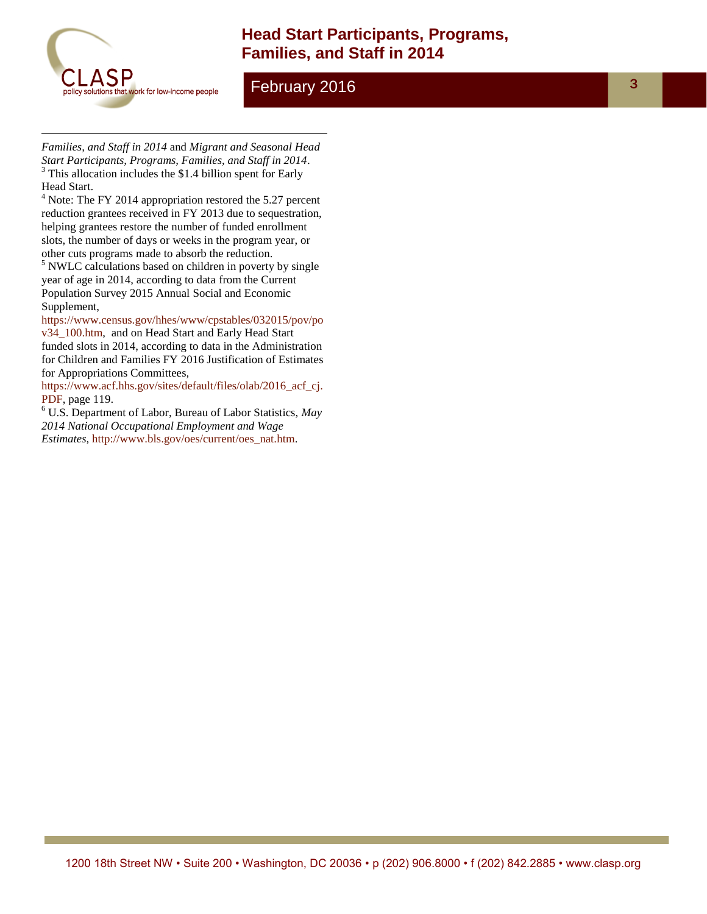*Families, and Staff in 2014* and *Migrant and Seasonal Head Start Participants, Programs, Families, and Staff in 2014*.

[3] This allocation includes the $1.4 billion spent for Early Head Start.

[4] Note: The FY 2014 appropriation restored the 5.27 percent reduction grantees received in FY 2013 due to sequestration, helping grantees restore the number of funded enrollment slots, the number of days or weeks in the program year, or other cuts programs made to absorb the reduction.

[5] NWLC calculations based on children in poverty by single year of age in 2014, according to data from the Current Population Survey 2015 Annual Social and Economic Supplement, https://www.census.gov/hhes/www/cpstables/032015/pov/pov34_100.htm, and on Head Start and Early Head Start funded slots in 2014, according to data in the Administration for Children and Families FY 2016 Justification of Estimates for Appropriations Committees, https://www.acf.hhs.gov/sites/default/files/olab/2016_acf_cj.PDF, page 119.

[6] U.S. Department of Labor, Bureau of Labor Statistics, *May 2014 National Occupational Employment and Wage Estimates*, http://www.bls.gov/oes/current/oes_nat.htm.